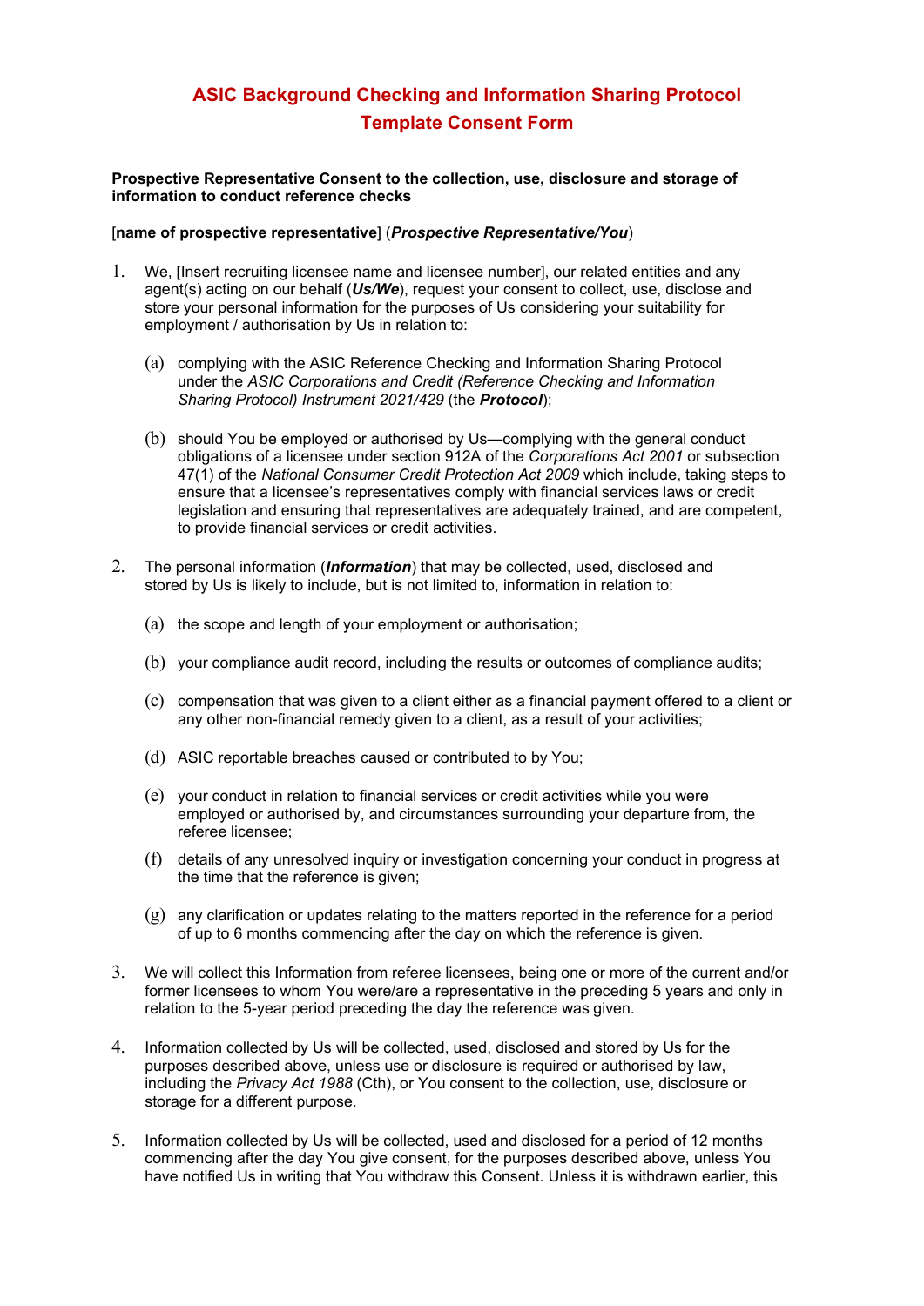# ASIC Background Checking and Information Sharing Protocol Template Consent Form

**Prospective Representative Consent to the collection, use, disclosure and storage of information to conduct reference checks**

[**name of prospective representative**] (***Prospective Representative/You***)

1. We, [Insert recruiting licensee name and licensee number], our related entities and any agent(s) acting on our behalf (***Us/We***), request your consent to collect, use, disclose and store your personal information for the purposes of Us considering your suitability for employment / authorisation by Us in relation to:

   (a) complying with the ASIC Reference Checking and Information Sharing Protocol under the *ASIC Corporations and Credit (Reference Checking and Information Sharing Protocol) Instrument 2021/429* (the ***Protocol***);

   (b) should You be employed or authorised by Us—complying with the general conduct obligations of a licensee under section 912A of the *Corporations Act 2001* or subsection 47(1) of the *National Consumer Credit Protection Act 2009* which include, taking steps to ensure that a licensee's representatives comply with financial services laws or credit legislation and ensuring that representatives are adequately trained, and are competent, to provide financial services or credit activities.

2. The personal information (***Information***) that may be collected, used, disclosed and stored by Us is likely to include, but is not limited to, information in relation to:

   (a) the scope and length of your employment or authorisation;

   (b) your compliance audit record, including the results or outcomes of compliance audits;

   (c) compensation that was given to a client either as a financial payment offered to a client or any other non-financial remedy given to a client, as a result of your activities;

   (d) ASIC reportable breaches caused or contributed to by You;

   (e) your conduct in relation to financial services or credit activities while you were employed or authorised by, and circumstances surrounding your departure from, the referee licensee;

   (f) details of any unresolved inquiry or investigation concerning your conduct in progress at the time that the reference is given;

   (g) any clarification or updates relating to the matters reported in the reference for a period of up to 6 months commencing after the day on which the reference is given.

3. We will collect this Information from referee licensees, being one or more of the current and/or former licensees to whom You were/are a representative in the preceding 5 years and only in relation to the 5-year period preceding the day the reference was given.

4. Information collected by Us will be collected, used, disclosed and stored by Us for the purposes described above, unless use or disclosure is required or authorised by law, including the *Privacy Act 1988* (Cth), or You consent to the collection, use, disclosure or storage for a different purpose.

5. Information collected by Us will be collected, used and disclosed for a period of 12 months commencing after the day You give consent, for the purposes described above, unless You have notified Us in writing that You withdraw this Consent. Unless it is withdrawn earlier, this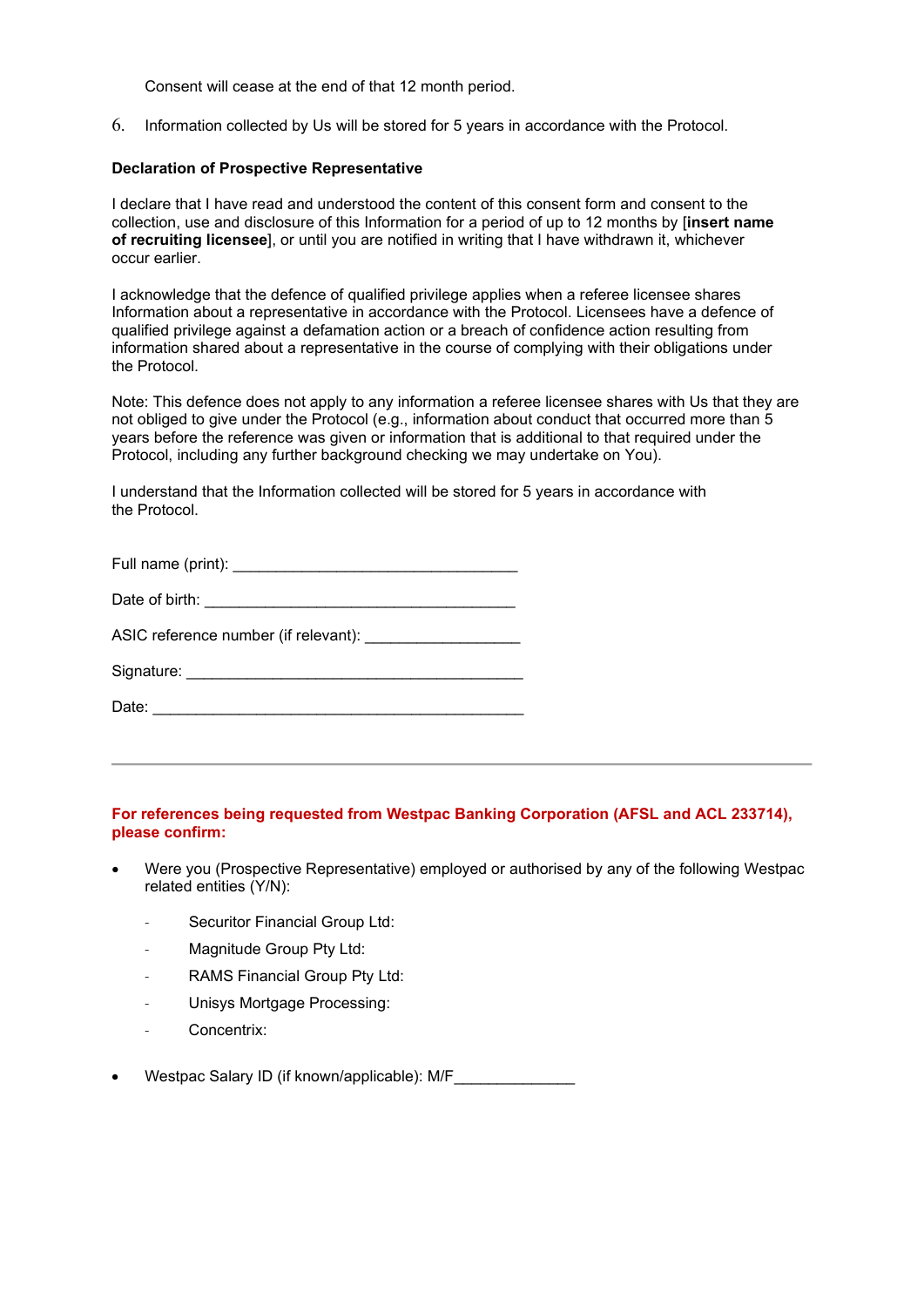Consent will cease at the end of that 12 month period.

6. Information collected by Us will be stored for 5 years in accordance with the Protocol.

**Declaration of Prospective Representative**

I declare that I have read and understood the content of this consent form and consent to the collection, use and disclosure of this Information for a period of up to 12 months by [**insert name of recruiting licensee**], or until you are notified in writing that I have withdrawn it, whichever occur earlier.

I acknowledge that the defence of qualified privilege applies when a referee licensee shares Information about a representative in accordance with the Protocol. Licensees have a defence of qualified privilege against a defamation action or a breach of confidence action resulting from information shared about a representative in the course of complying with their obligations under the Protocol.

Note: This defence does not apply to any information a referee licensee shares with Us that they are not obliged to give under the Protocol (e.g., information about conduct that occurred more than 5 years before the reference was given or information that is additional to that required under the Protocol, including any further background checking we may undertake on You).

I understand that the Information collected will be stored for 5 years in accordance with the Protocol.

Full name (print): ________________________________

Date of birth: ___________________________________

ASIC reference number (if relevant): _________________

Signature: ______________________________________

Date: __________________________________________

---

**For references being requested from Westpac Banking Corporation (AFSL and ACL 233714), please confirm:**

- Were you (Prospective Representative) employed or authorised by any of the following Westpac related entities (Y/N):
  - Securitor Financial Group Ltd:
  - Magnitude Group Pty Ltd:
  - RAMS Financial Group Pty Ltd:
  - Unisys Mortgage Processing:
  - Concentrix:
- Westpac Salary ID (if known/applicable): M/F______________